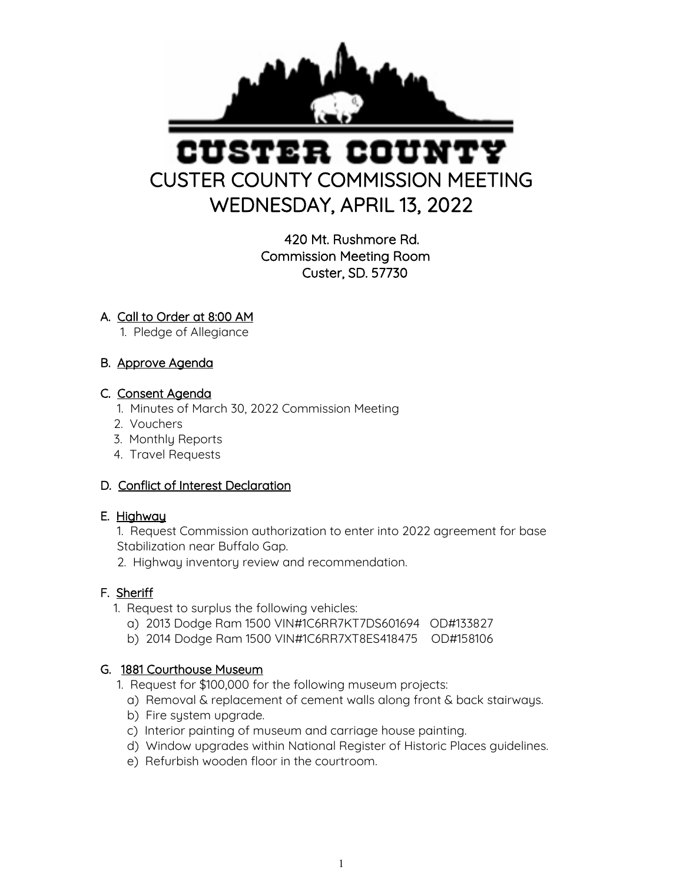CUSTER COUNTY

# CUSTER COUNTY COMMISSION MEETING
# WEDNESDAY, APRIL 13, 2022

420 Mt. Rushmore Rd.
Commission Meeting Room
Custer, SD. 57730

A. Call to Order at 8:00 AM
   1. Pledge of Allegiance

B. Approve Agenda

C. Consent Agenda
   1. Minutes of March 30, 2022 Commission Meeting
   2. Vouchers
   3. Monthly Reports
   4. Travel Requests

D. Conflict of Interest Declaration

E. Highway
   1. Request Commission authorization to enter into 2022 agreement for base Stabilization near Buffalo Gap.
   2. Highway inventory review and recommendation.

F. Sheriff
   1. Request to surplus the following vehicles:
      a) 2013 Dodge Ram 1500 VIN#1C6RR7KT7DS601694 OD#133827
      b) 2014 Dodge Ram 1500 VIN#1C6RR7XT8ES418475 OD#158106

G. 1881 Courthouse Museum
   1. Request for $100,000 for the following museum projects:
      a) Removal & replacement of cement walls along front & back stairways.
      b) Fire system upgrade.
      c) Interior painting of museum and carriage house painting.
      d) Window upgrades within National Register of Historic Places guidelines.
      e) Refurbish wooden floor in the courtroom.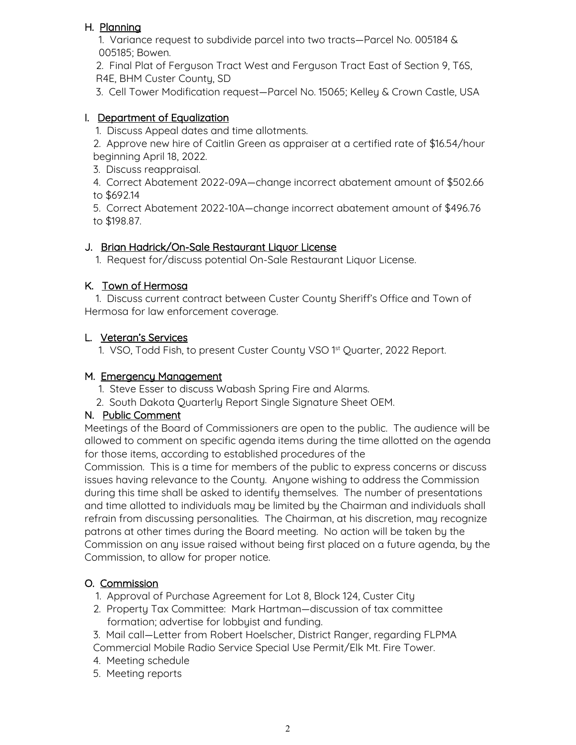## H. Planning

1. Variance request to subdivide parcel into two tracts—Parcel No. 005184 & 005185; Bowen.
2. Final Plat of Ferguson Tract West and Ferguson Tract East of Section 9, T6S, R4E, BHM Custer County, SD
3. Cell Tower Modification request—Parcel No. 15065; Kelley & Crown Castle, USA

## I. Department of Equalization

1. Discuss Appeal dates and time allotments.
2. Approve new hire of Caitlin Green as appraiser at a certified rate of $16.54/hour beginning April 18, 2022.
3. Discuss reappraisal.
4. Correct Abatement 2022-09A—change incorrect abatement amount of $502.66 to $692.14
5. Correct Abatement 2022-10A—change incorrect abatement amount of $496.76 to $198.87.

## J. Brian Hadrick/On-Sale Restaurant Liquor License

1. Request for/discuss potential On-Sale Restaurant Liquor License.

## K. Town of Hermosa

1. Discuss current contract between Custer County Sheriff's Office and Town of Hermosa for law enforcement coverage.

## L. Veteran's Services

1. VSO, Todd Fish, to present Custer County VSO 1st Quarter, 2022 Report.

## M. Emergency Management

1. Steve Esser to discuss Wabash Spring Fire and Alarms.
2. South Dakota Quarterly Report Single Signature Sheet OEM.

## N. Public Comment

Meetings of the Board of Commissioners are open to the public. The audience will be allowed to comment on specific agenda items during the time allotted on the agenda for those items, according to established procedures of the Commission. This is a time for members of the public to express concerns or discuss issues having relevance to the County. Anyone wishing to address the Commission during this time shall be asked to identify themselves. The number of presentations and time allotted to individuals may be limited by the Chairman and individuals shall refrain from discussing personalities. The Chairman, at his discretion, may recognize patrons at other times during the Board meeting. No action will be taken by the Commission on any issue raised without being first placed on a future agenda, by the Commission, to allow for proper notice.

## O. Commission

1. Approval of Purchase Agreement for Lot 8, Block 124, Custer City
2. Property Tax Committee: Mark Hartman—discussion of tax committee formation; advertise for lobbyist and funding.
3. Mail call—Letter from Robert Hoelscher, District Ranger, regarding FLPMA Commercial Mobile Radio Service Special Use Permit/Elk Mt. Fire Tower.
4. Meeting schedule
5. Meeting reports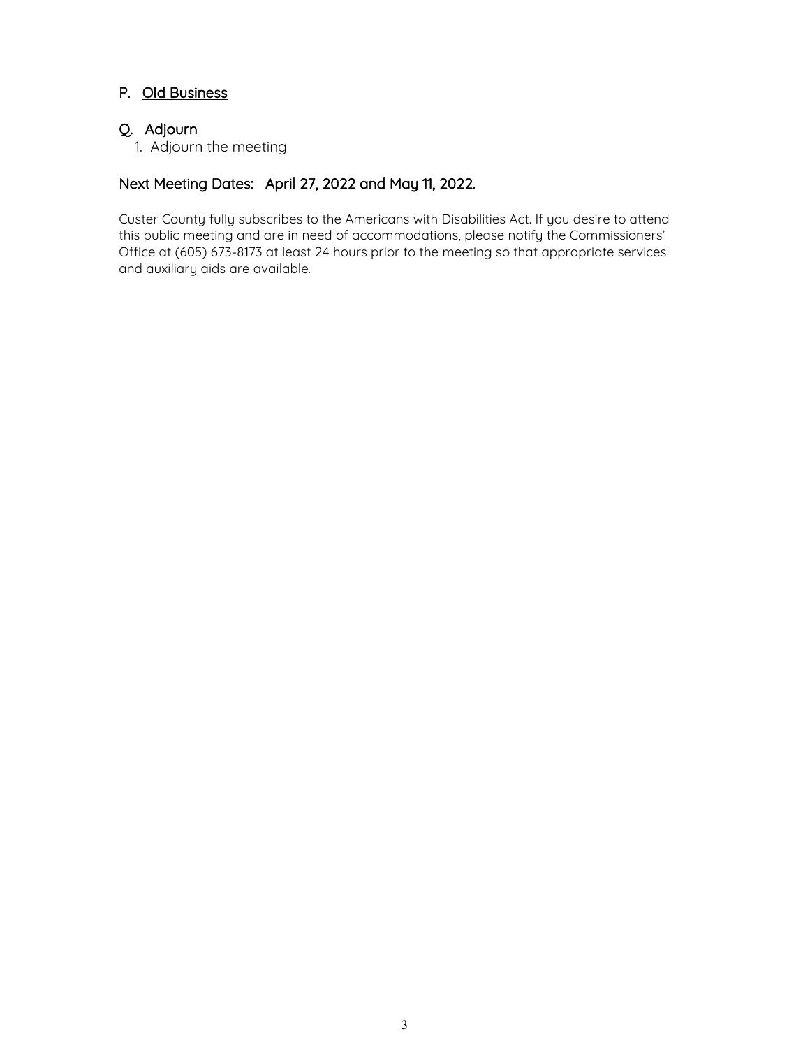## P. Old Business

## Q. Adjourn

1. Adjourn the meeting

## Next Meeting Dates: April 27, 2022 and May 11, 2022.

Custer County fully subscribes to the Americans with Disabilities Act. If you desire to attend this public meeting and are in need of accommodations, please notify the Commissioners' Office at (605) 673-8173 at least 24 hours prior to the meeting so that appropriate services and auxiliary aids are available.